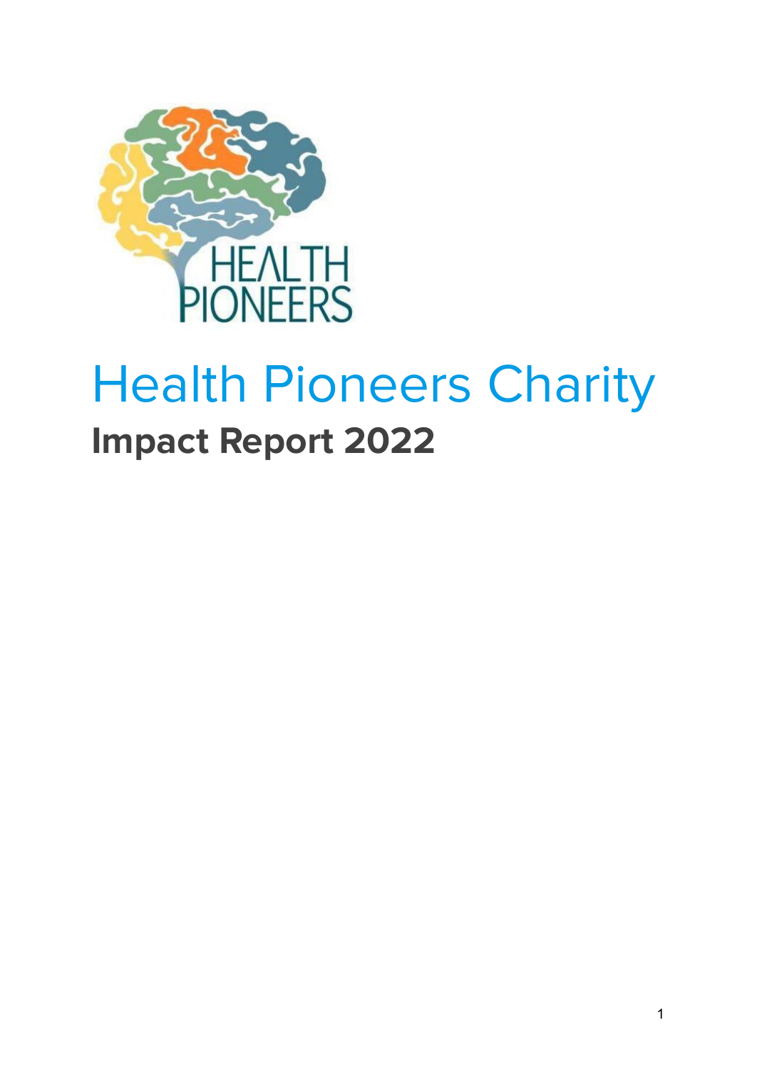# Health Pioneers Charity

## Impact Report 2022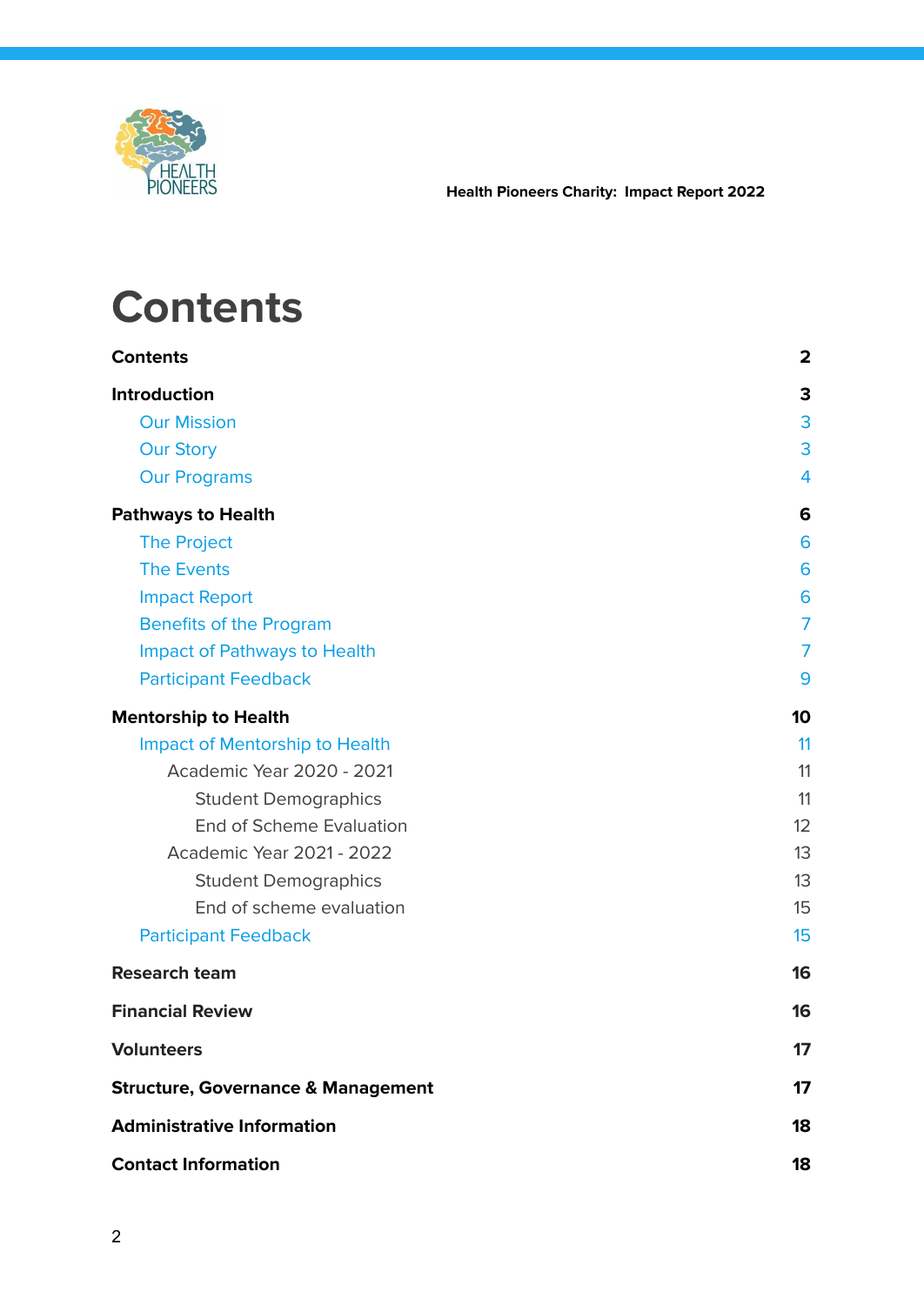# Contents

| | |
|---|---|
| **Contents** | **2** |
| **Introduction** | **3** |
| Our Mission | 3 |
| Our Story | 3 |
| Our Programs | 4 |
| **Pathways to Health** | **6** |
| The Project | 6 |
| The Events | 6 |
| Impact Report | 6 |
| Benefits of the Program | 7 |
| Impact of Pathways to Health | 7 |
| Participant Feedback | 9 |
| **Mentorship to Health** | **10** |
| Impact of Mentorship to Health | 11 |
| Academic Year 2020 - 2021 | 11 |
| Student Demographics | 11 |
| End of Scheme Evaluation | 12 |
| Academic Year 2021 - 2022 | 13 |
| Student Demographics | 13 |
| End of scheme evaluation | 15 |
| Participant Feedback | 15 |
| **Research team** | **16** |
| **Financial Review** | **16** |
| **Volunteers** | **17** |
| **Structure, Governance & Management** | **17** |
| **Administrative Information** | **18** |
| **Contact Information** | **18** |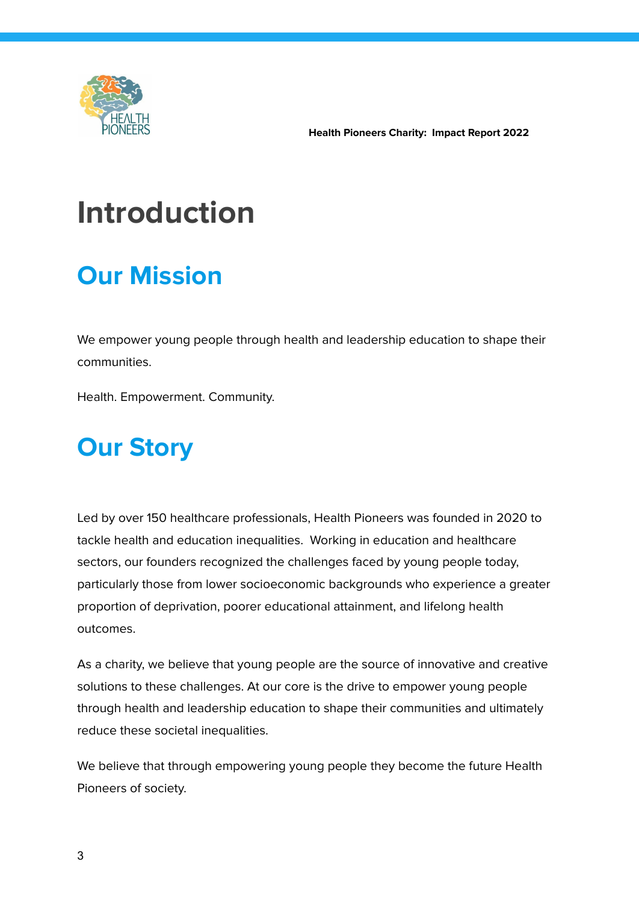# Introduction

## Our Mission

We empower young people through health and leadership education to shape their communities.

Health. Empowerment. Community.

## Our Story

Led by over 150 healthcare professionals, Health Pioneers was founded in 2020 to tackle health and education inequalities.  Working in education and healthcare sectors, our founders recognized the challenges faced by young people today, particularly those from lower socioeconomic backgrounds who experience a greater proportion of deprivation, poorer educational attainment, and lifelong health outcomes.

As a charity, we believe that young people are the source of innovative and creative solutions to these challenges. At our core is the drive to empower young people through health and leadership education to shape their communities and ultimately reduce these societal inequalities.

We believe that through empowering young people they become the future Health Pioneers of society.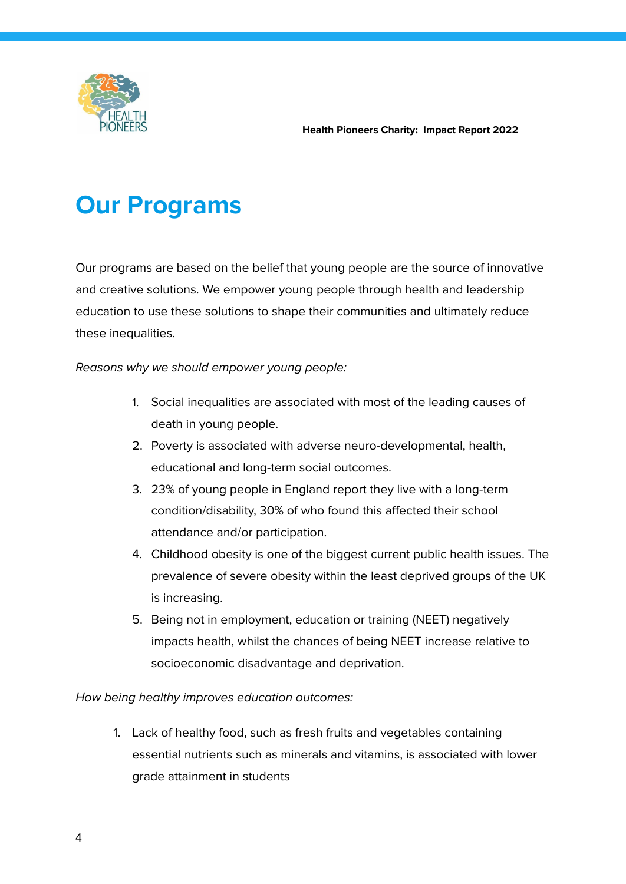# Our Programs

Our programs are based on the belief that young people are the source of innovative and creative solutions. We empower young people through health and leadership education to use these solutions to shape their communities and ultimately reduce these inequalities.

*Reasons why we should empower young people:*

1. Social inequalities are associated with most of the leading causes of death in young people.
2. Poverty is associated with adverse neuro-developmental, health, educational and long-term social outcomes.
3. 23% of young people in England report they live with a long-term condition/disability, 30% of who found this affected their school attendance and/or participation.
4. Childhood obesity is one of the biggest current public health issues. The prevalence of severe obesity within the least deprived groups of the UK is increasing.
5. Being not in employment, education or training (NEET) negatively impacts health, whilst the chances of being NEET increase relative to socioeconomic disadvantage and deprivation.

*How being healthy improves education outcomes:*

1. Lack of healthy food, such as fresh fruits and vegetables containing essential nutrients such as minerals and vitamins, is associated with lower grade attainment in students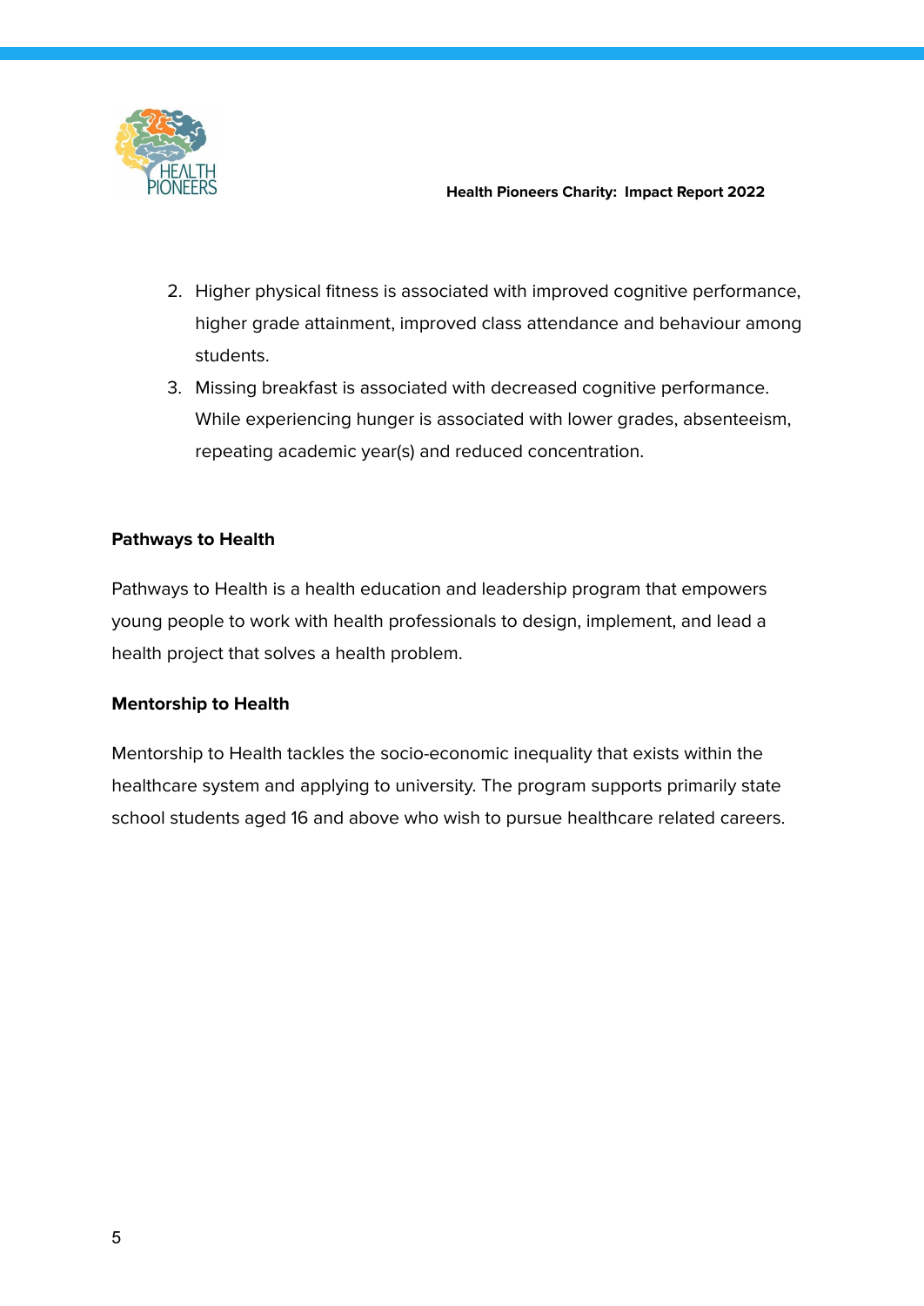2. Higher physical fitness is associated with improved cognitive performance, higher grade attainment, improved class attendance and behaviour among students.
3. Missing breakfast is associated with decreased cognitive performance. While experiencing hunger is associated with lower grades, absenteeism, repeating academic year(s) and reduced concentration.

**Pathways to Health**

Pathways to Health is a health education and leadership program that empowers young people to work with health professionals to design, implement, and lead a health project that solves a health problem.

**Mentorship to Health**

Mentorship to Health tackles the socio-economic inequality that exists within the healthcare system and applying to university. The program supports primarily state school students aged 16 and above who wish to pursue healthcare related careers.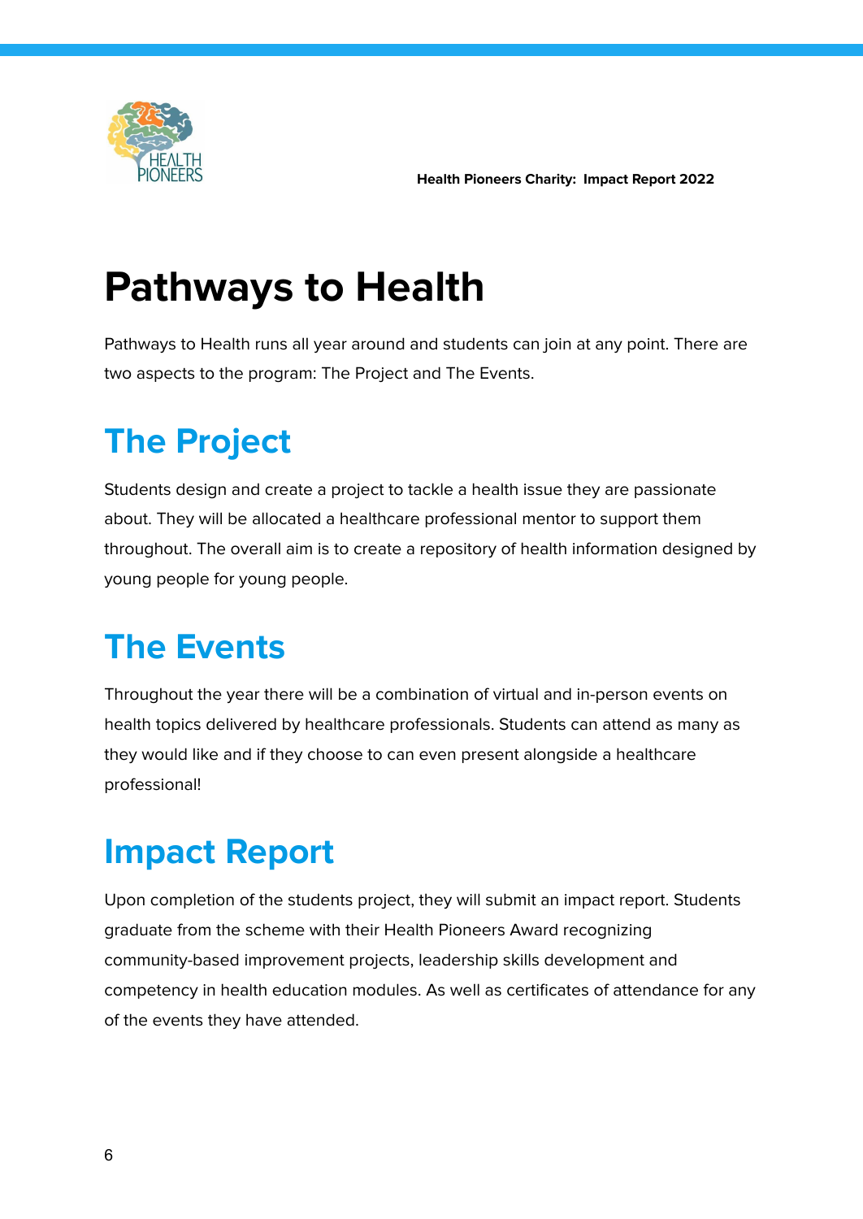# Pathways to Health

Pathways to Health runs all year around and students can join at any point. There are two aspects to the program: The Project and The Events.

## The Project

Students design and create a project to tackle a health issue they are passionate about. They will be allocated a healthcare professional mentor to support them throughout. The overall aim is to create a repository of health information designed by young people for young people.

## The Events

Throughout the year there will be a combination of virtual and in-person events on health topics delivered by healthcare professionals. Students can attend as many as they would like and if they choose to can even present alongside a healthcare professional!

## Impact Report

Upon completion of the students project, they will submit an impact report. Students graduate from the scheme with their Health Pioneers Award recognizing community-based improvement projects, leadership skills development and competency in health education modules. As well as certificates of attendance for any of the events they have attended.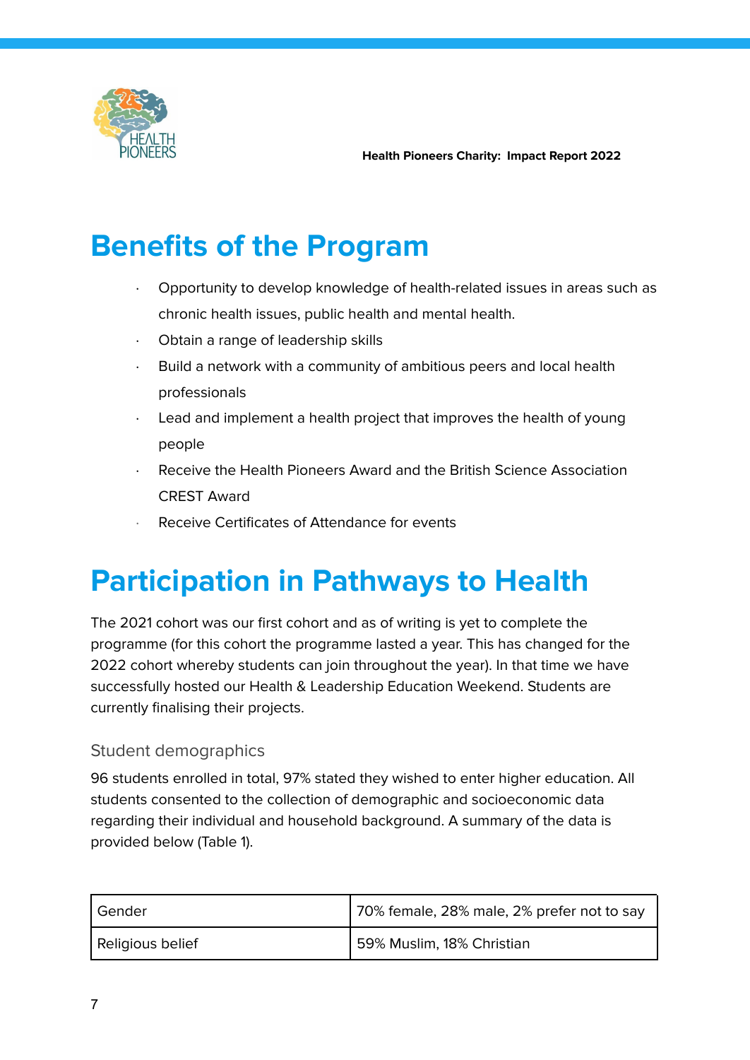# Benefits of the Program

- Opportunity to develop knowledge of health-related issues in areas such as chronic health issues, public health and mental health.
- Obtain a range of leadership skills
- Build a network with a community of ambitious peers and local health professionals
- Lead and implement a health project that improves the health of young people
- Receive the Health Pioneers Award and the British Science Association CREST Award
- Receive Certificates of Attendance for events

# Participation in Pathways to Health

The 2021 cohort was our first cohort and as of writing is yet to complete the programme (for this cohort the programme lasted a year. This has changed for the 2022 cohort whereby students can join throughout the year). In that time we have successfully hosted our Health & Leadership Education Weekend. Students are currently finalising their projects.

## Student demographics

96 students enrolled in total, 97% stated they wished to enter higher education. All students consented to the collection of demographic and socioeconomic data regarding their individual and household background. A summary of the data is provided below (Table 1).

| | |
|---|---|
| Gender | 70% female, 28% male, 2% prefer not to say |
| Religious belief | 59% Muslim, 18% Christian |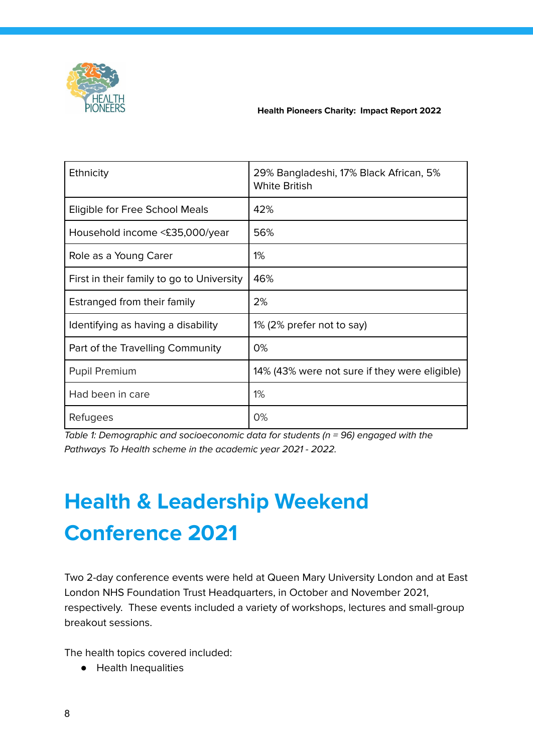| Ethnicity | 29% Bangladeshi, 17% Black African, 5% White British |
|---|---|
| Eligible for Free School Meals | 42% |
| Household income <£35,000/year | 56% |
| Role as a Young Carer | 1% |
| First in their family to go to University | 46% |
| Estranged from their family | 2% |
| Identifying as having a disability | 1% (2% prefer not to say) |
| Part of the Travelling Community | 0% |
| Pupil Premium | 14% (43% were not sure if they were eligible) |
| Had been in care | 1% |
| Refugees | 0% |

*Table 1: Demographic and socioeconomic data for students (n = 96) engaged with the Pathways To Health scheme in the academic year 2021 - 2022.*

# Health & Leadership Weekend Conference 2021

Two 2-day conference events were held at Queen Mary University London and at East London NHS Foundation Trust Headquarters, in October and November 2021, respectively. These events included a variety of workshops, lectures and small-group breakout sessions.

The health topics covered included:

- Health Inequalities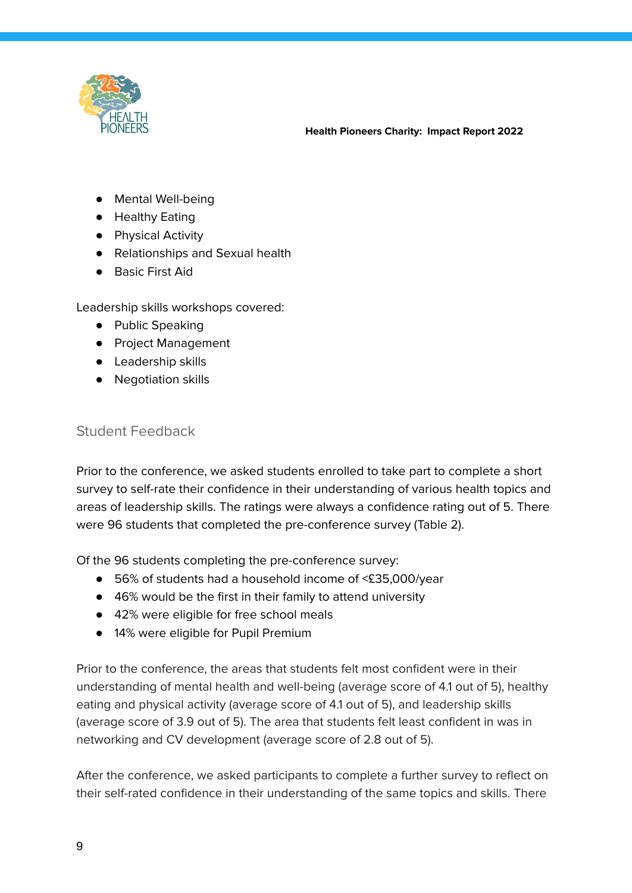- Mental Well-being
- Healthy Eating
- Physical Activity
- Relationships and Sexual health
- Basic First Aid

Leadership skills workshops covered:

- Public Speaking
- Project Management
- Leadership skills
- Negotiation skills

## Student Feedback

Prior to the conference, we asked students enrolled to take part to complete a short survey to self-rate their confidence in their understanding of various health topics and areas of leadership skills. The ratings were always a confidence rating out of 5. There were 96 students that completed the pre-conference survey (Table 2).

Of the 96 students completing the pre-conference survey:

- 56% of students had a household income of <£35,000/year
- 46% would be the first in their family to attend university
- 42% were eligible for free school meals
- 14% were eligible for Pupil Premium

Prior to the conference, the areas that students felt most confident were in their understanding of mental health and well-being (average score of 4.1 out of 5), healthy eating and physical activity (average score of 4.1 out of 5), and leadership skills (average score of 3.9 out of 5). The area that students felt least confident in was in networking and CV development (average score of 2.8 out of 5).

After the conference, we asked participants to complete a further survey to reflect on their self-rated confidence in their understanding of the same topics and skills. There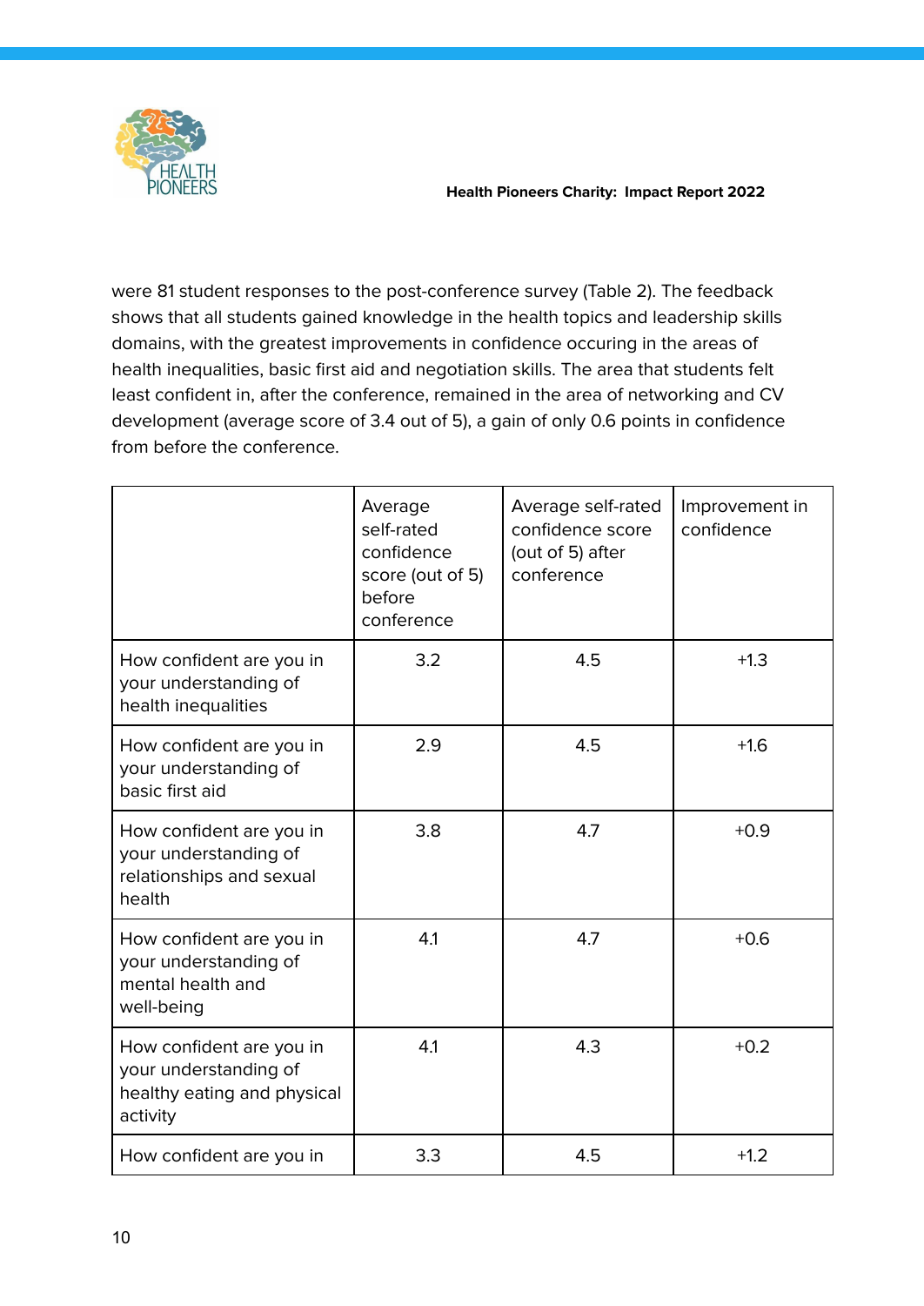were 81 student responses to the post-conference survey (Table 2). The feedback shows that all students gained knowledge in the health topics and leadership skills domains, with the greatest improvements in confidence occuring in the areas of health inequalities, basic first aid and negotiation skills. The area that students felt least confident in, after the conference, remained in the area of networking and CV development (average score of 3.4 out of 5), a gain of only 0.6 points in confidence from before the conference.

| | Average self-rated confidence score (out of 5) before conference | Average self-rated confidence score (out of 5) after conference | Improvement in confidence |
|---|---|---|---|
| How confident are you in your understanding of health inequalities | 3.2 | 4.5 | +1.3 |
| How confident are you in your understanding of basic first aid | 2.9 | 4.5 | +1.6 |
| How confident are you in your understanding of relationships and sexual health | 3.8 | 4.7 | +0.9 |
| How confident are you in your understanding of mental health and well-being | 4.1 | 4.7 | +0.6 |
| How confident are you in your understanding of healthy eating and physical activity | 4.1 | 4.3 | +0.2 |
| How confident are you in | 3.3 | 4.5 | +1.2 |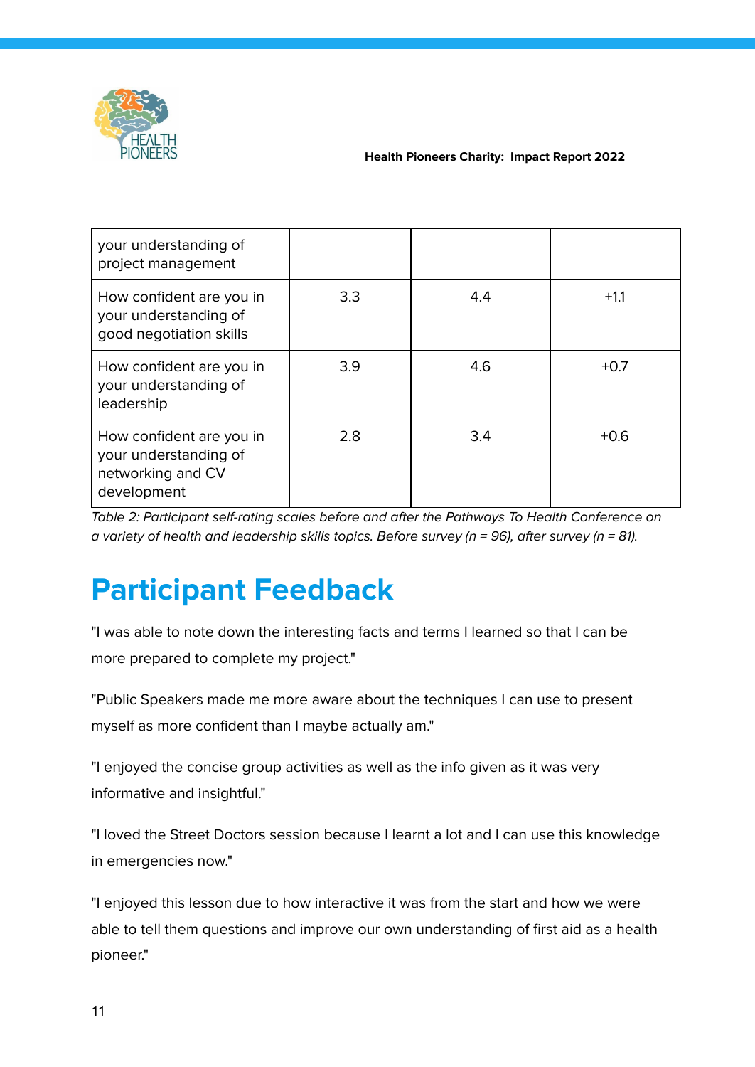| | | | |
|---|---|---|---|
| your understanding of project management | | | |
| How confident are you in your understanding of good negotiation skills | 3.3 | 4.4 | +1.1 |
| How confident are you in your understanding of leadership | 3.9 | 4.6 | +0.7 |
| How confident are you in your understanding of networking and CV development | 2.8 | 3.4 | +0.6 |

*Table 2: Participant self-rating scales before and after the Pathways To Health Conference on a variety of health and leadership skills topics. Before survey (n = 96), after survey (n = 81).*

# Participant Feedback

"I was able to note down the interesting facts and terms I learned so that I can be more prepared to complete my project."

"Public Speakers made me more aware about the techniques I can use to present myself as more confident than I maybe actually am."

"I enjoyed the concise group activities as well as the info given as it was very informative and insightful."

"I loved the Street Doctors session because I learnt a lot and I can use this knowledge in emergencies now."

"I enjoyed this lesson due to how interactive it was from the start and how we were able to tell them questions and improve our own understanding of first aid as a health pioneer."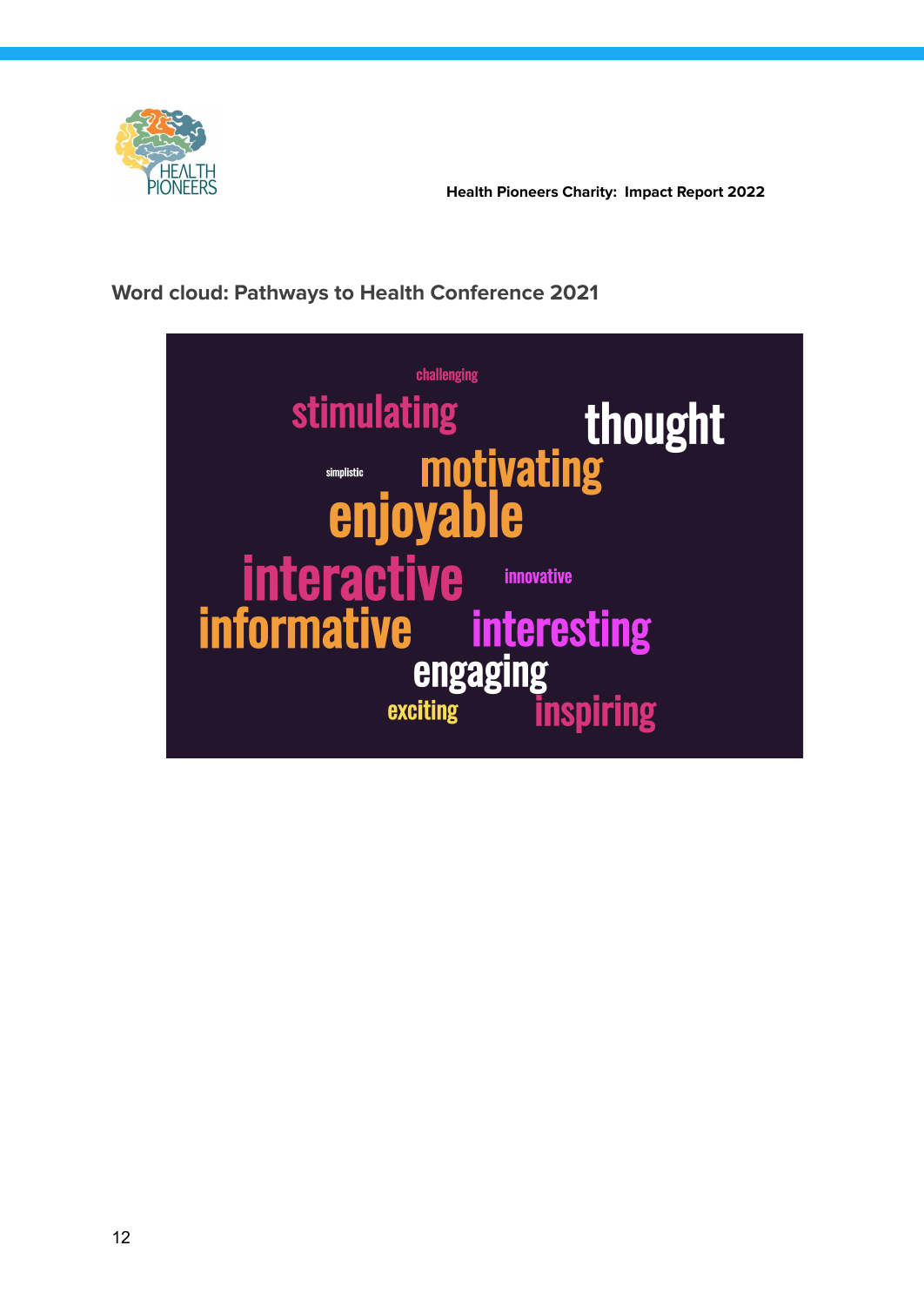**Word cloud: Pathways to Health Conference 2021**

challenging

stimulating thought

simplistic motivating

enjoyable

interactive innovative

informative interesting

engaging

exciting inspiring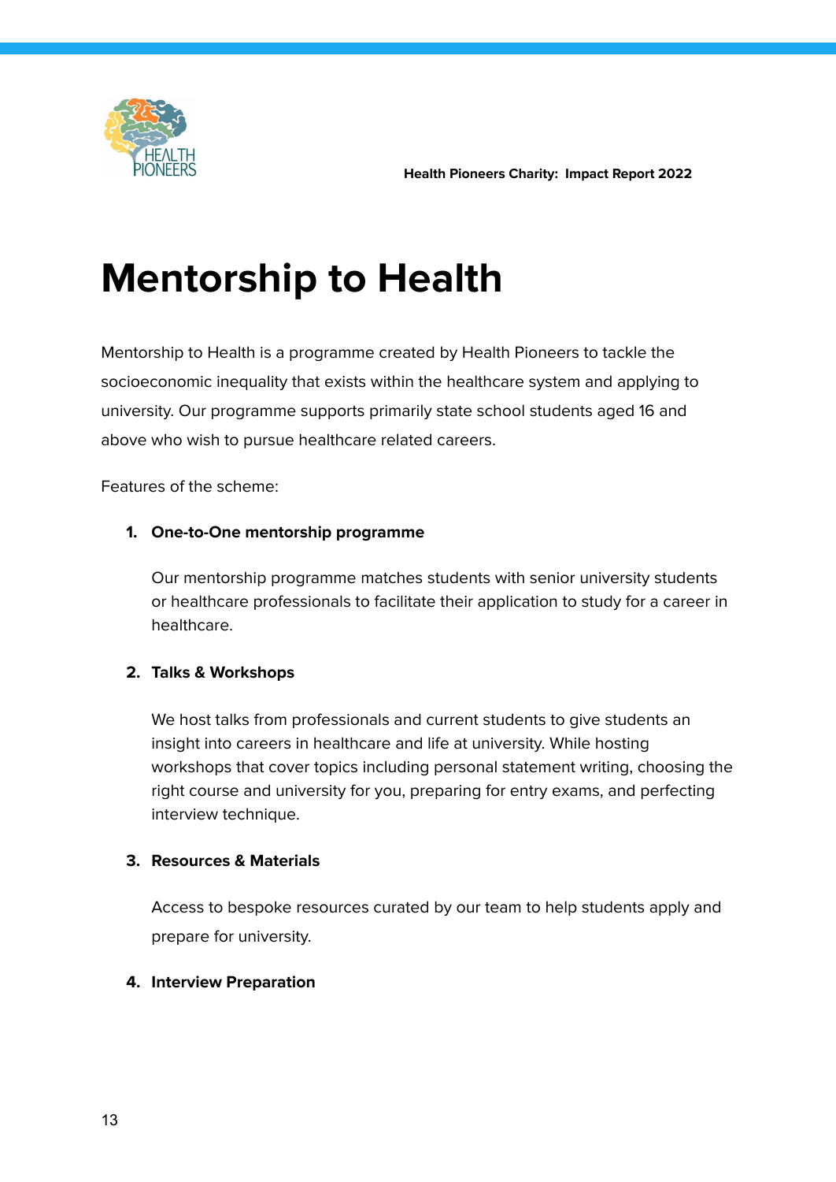# Mentorship to Health

Mentorship to Health is a programme created by Health Pioneers to tackle the socioeconomic inequality that exists within the healthcare system and applying to university. Our programme supports primarily state school students aged 16 and above who wish to pursue healthcare related careers.

Features of the scheme:

1. **One-to-One mentorship programme**

   Our mentorship programme matches students with senior university students or healthcare professionals to facilitate their application to study for a career in healthcare.

2. **Talks & Workshops**

   We host talks from professionals and current students to give students an insight into careers in healthcare and life at university. While hosting workshops that cover topics including personal statement writing, choosing the right course and university for you, preparing for entry exams, and perfecting interview technique.

3. **Resources & Materials**

   Access to bespoke resources curated by our team to help students apply and prepare for university.

4. **Interview Preparation**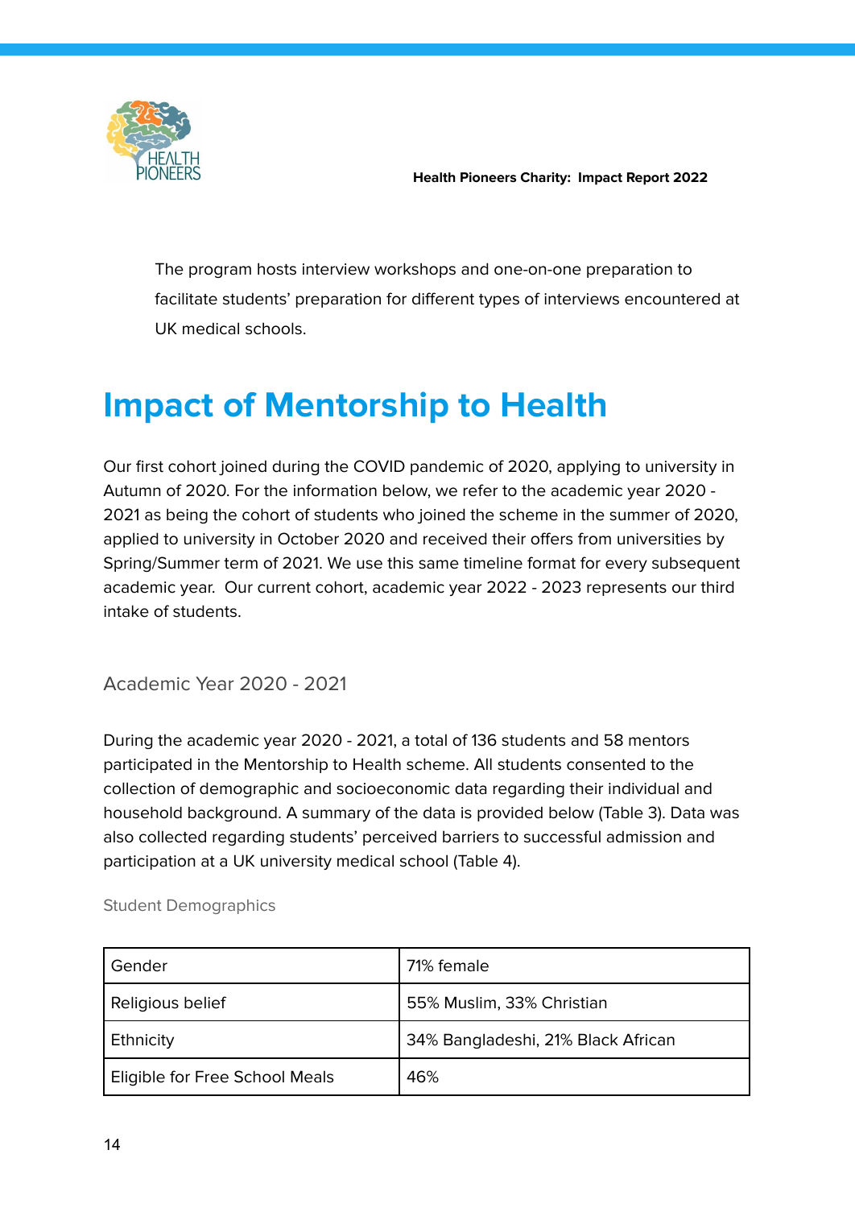The program hosts interview workshops and one-on-one preparation to facilitate students' preparation for different types of interviews encountered at UK medical schools.

# Impact of Mentorship to Health

Our first cohort joined during the COVID pandemic of 2020, applying to university in Autumn of 2020. For the information below, we refer to the academic year 2020 - 2021 as being the cohort of students who joined the scheme in the summer of 2020, applied to university in October 2020 and received their offers from universities by Spring/Summer term of 2021. We use this same timeline format for every subsequent academic year. Our current cohort, academic year 2022 - 2023 represents our third intake of students.

## Academic Year 2020 - 2021

During the academic year 2020 - 2021, a total of 136 students and 58 mentors participated in the Mentorship to Health scheme. All students consented to the collection of demographic and socioeconomic data regarding their individual and household background. A summary of the data is provided below (Table 3). Data was also collected regarding students' perceived barriers to successful admission and participation at a UK university medical school (Table 4).

### Student Demographics

| Gender | 71% female |
|---|---|
| Religious belief | 55% Muslim, 33% Christian |
| Ethnicity | 34% Bangladeshi, 21% Black African |
| Eligible for Free School Meals | 46% |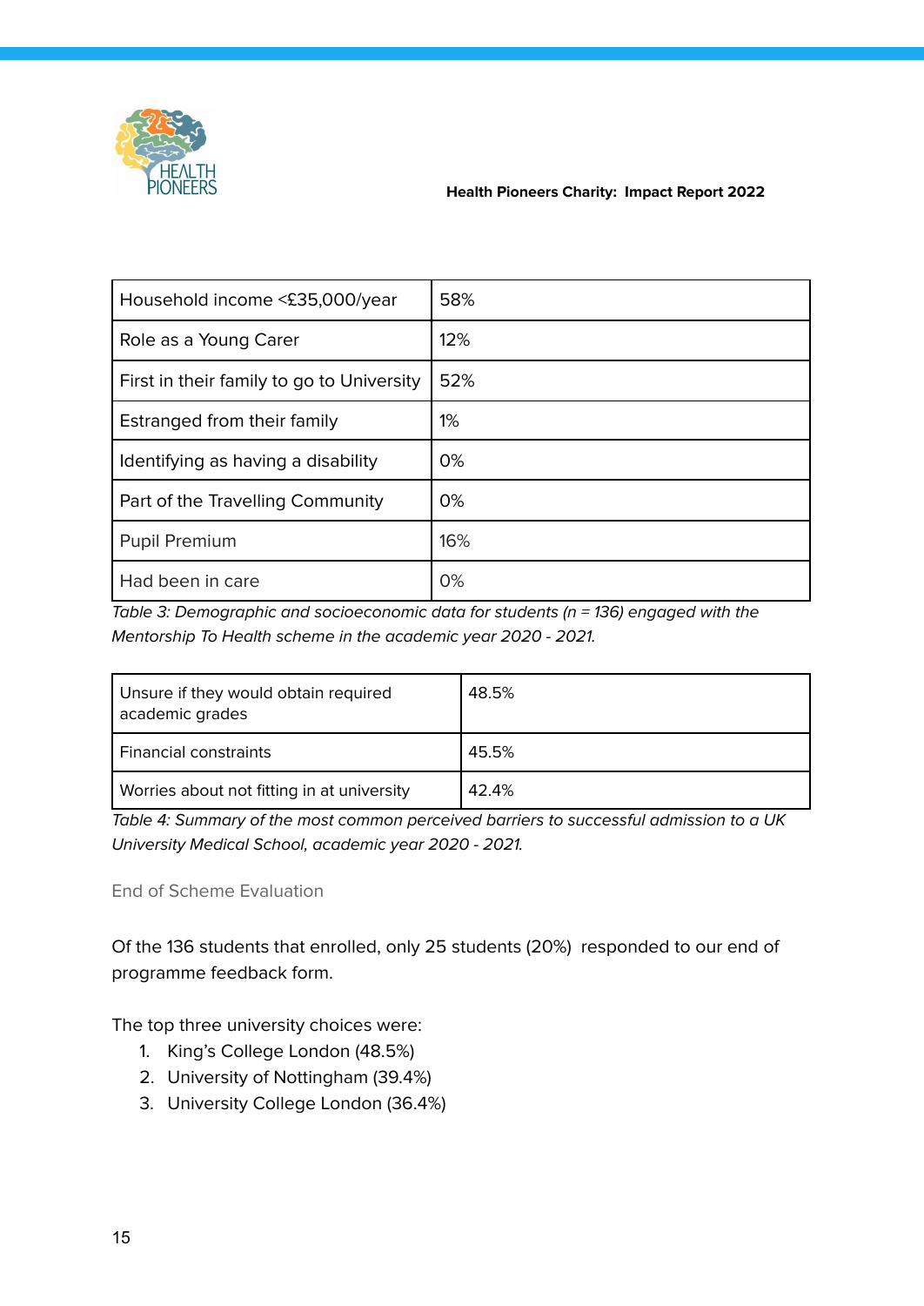| Household income <£35,000/year | 58% |
|---|---|
| Role as a Young Carer | 12% |
| First in their family to go to University | 52% |
| Estranged from their family | 1% |
| Identifying as having a disability | 0% |
| Part of the Travelling Community | 0% |
| Pupil Premium | 16% |
| Had been in care | 0% |

*Table 3: Demographic and socioeconomic data for students (n = 136) engaged with the Mentorship To Health scheme in the academic year 2020 - 2021.*

| Unsure if they would obtain required academic grades | 48.5% |
|---|---|
| Financial constraints | 45.5% |
| Worries about not fitting in at university | 42.4% |

*Table 4: Summary of the most common perceived barriers to successful admission to a UK University Medical School, academic year 2020 - 2021.*

### End of Scheme Evaluation

Of the 136 students that enrolled, only 25 students (20%) responded to our end of programme feedback form.

The top three university choices were:

1. King's College London (48.5%)
2. University of Nottingham (39.4%)
3. University College London (36.4%)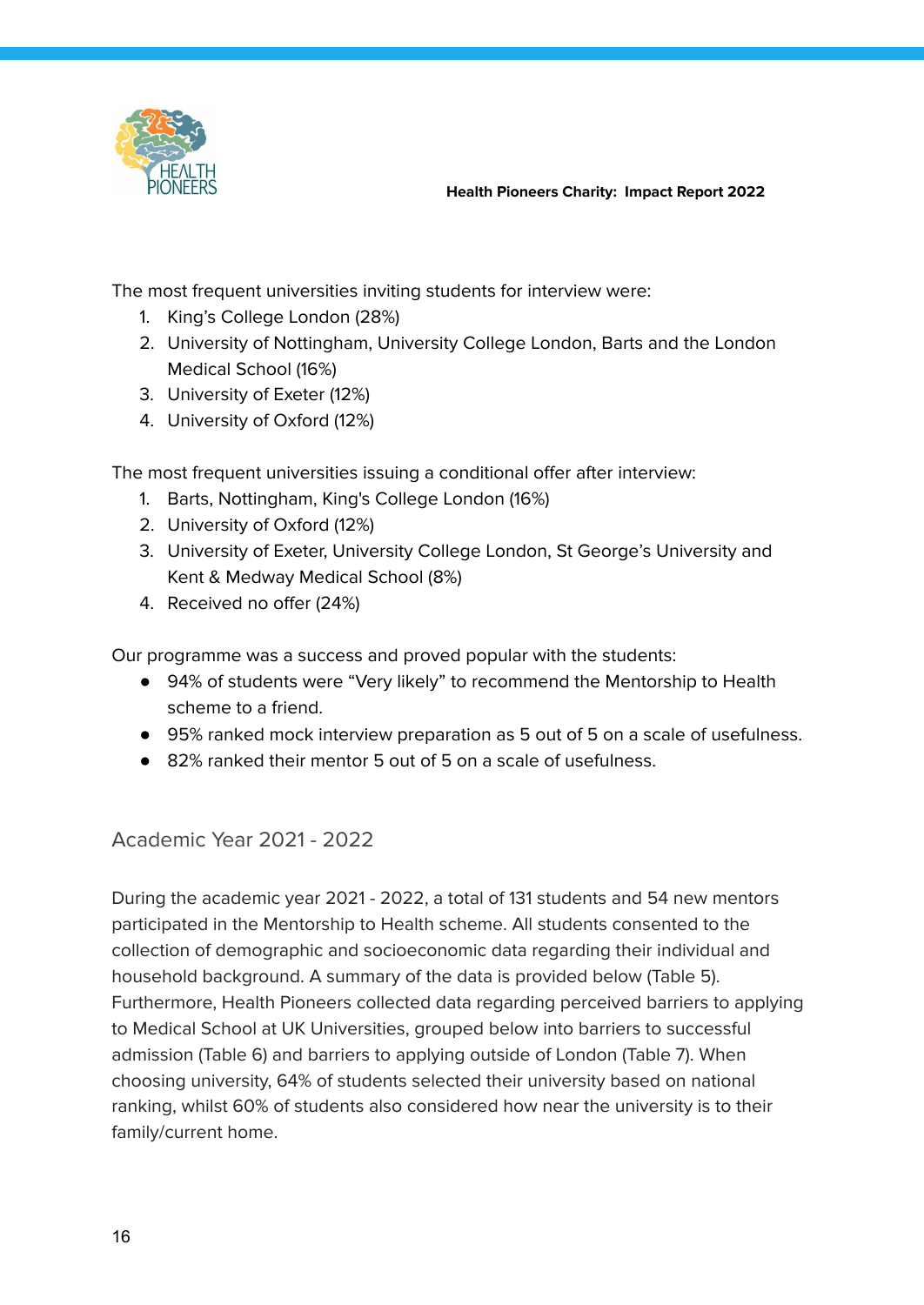The most frequent universities inviting students for interview were:

1. King's College London (28%)
2. University of Nottingham, University College London, Barts and the London Medical School (16%)
3. University of Exeter (12%)
4. University of Oxford (12%)

The most frequent universities issuing a conditional offer after interview:

1. Barts, Nottingham, King's College London (16%)
2. University of Oxford (12%)
3. University of Exeter, University College London, St George's University and Kent & Medway Medical School (8%)
4. Received no offer (24%)

Our programme was a success and proved popular with the students:

- 94% of students were "Very likely" to recommend the Mentorship to Health scheme to a friend.
- 95% ranked mock interview preparation as 5 out of 5 on a scale of usefulness.
- 82% ranked their mentor 5 out of 5 on a scale of usefulness.

## Academic Year 2021 - 2022

During the academic year 2021 - 2022, a total of 131 students and 54 new mentors participated in the Mentorship to Health scheme. All students consented to the collection of demographic and socioeconomic data regarding their individual and household background. A summary of the data is provided below (Table 5). Furthermore, Health Pioneers collected data regarding perceived barriers to applying to Medical School at UK Universities, grouped below into barriers to successful admission (Table 6) and barriers to applying outside of London (Table 7). When choosing university, 64% of students selected their university based on national ranking, whilst 60% of students also considered how near the university is to their family/current home.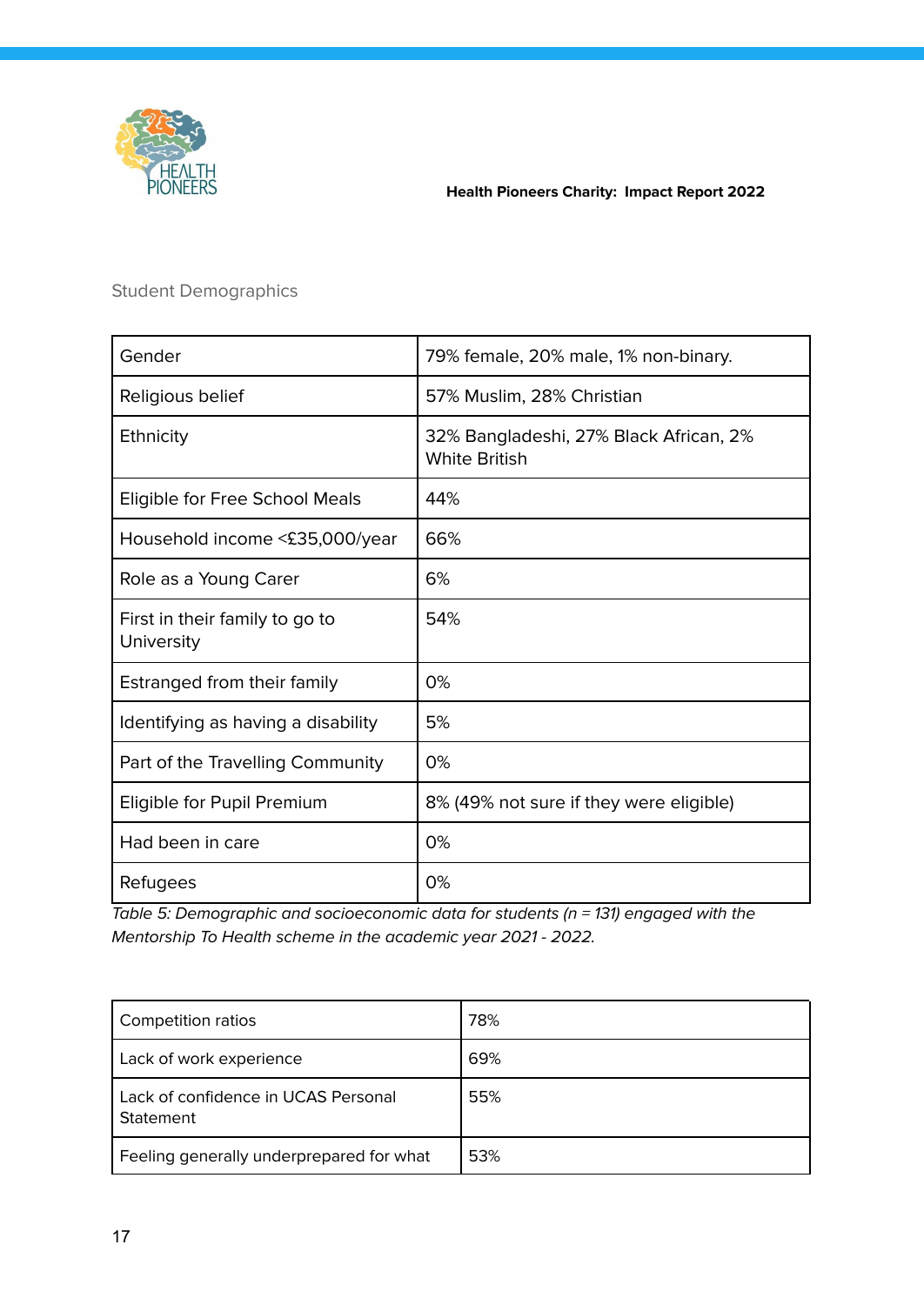Student Demographics

| Gender | 79% female, 20% male, 1% non-binary. |
|---|---|
| Religious belief | 57% Muslim, 28% Christian |
| Ethnicity | 32% Bangladeshi, 27% Black African, 2% White British |
| Eligible for Free School Meals | 44% |
| Household income <£35,000/year | 66% |
| Role as a Young Carer | 6% |
| First in their family to go to University | 54% |
| Estranged from their family | 0% |
| Identifying as having a disability | 5% |
| Part of the Travelling Community | 0% |
| Eligible for Pupil Premium | 8% (49% not sure if they were eligible) |
| Had been in care | 0% |
| Refugees | 0% |

*Table 5: Demographic and socioeconomic data for students (n = 131) engaged with the Mentorship To Health scheme in the academic year 2021 - 2022.*

| Competition ratios | 78% |
|---|---|
| Lack of work experience | 69% |
| Lack of confidence in UCAS Personal Statement | 55% |
| Feeling generally underprepared for what | 53% |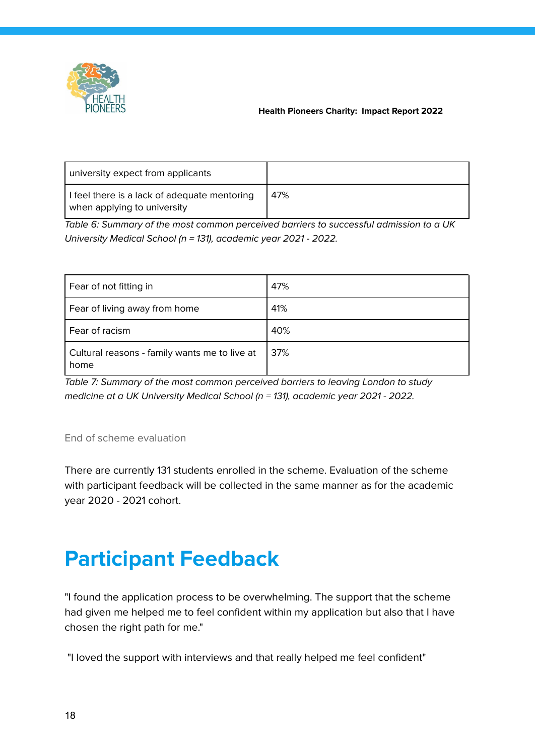| | |
|---|---|
| university expect from applicants | |
| I feel there is a lack of adequate mentoring when applying to university | 47% |

*Table 6: Summary of the most common perceived barriers to successful admission to a UK University Medical School (n = 131), academic year 2021 - 2022.*

| | |
|---|---|
| Fear of not fitting in | 47% |
| Fear of living away from home | 41% |
| Fear of racism | 40% |
| Cultural reasons - family wants me to live at home | 37% |

*Table 7: Summary of the most common perceived barriers to leaving London to study medicine at a UK University Medical School (n = 131), academic year 2021 - 2022.*

### End of scheme evaluation

There are currently 131 students enrolled in the scheme. Evaluation of the scheme with participant feedback will be collected in the same manner as for the academic year 2020 - 2021 cohort.

# Participant Feedback

"I found the application process to be overwhelming. The support that the scheme had given me helped me to feel confident within my application but also that I have chosen the right path for me."

"I loved the support with interviews and that really helped me feel confident"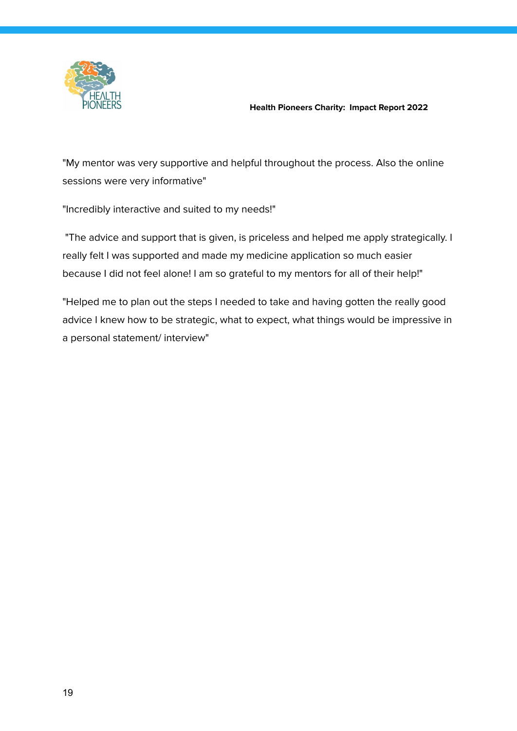"My mentor was very supportive and helpful throughout the process. Also the online sessions were very informative"

"Incredibly interactive and suited to my needs!"

"The advice and support that is given, is priceless and helped me apply strategically. I really felt I was supported and made my medicine application so much easier because I did not feel alone! I am so grateful to my mentors for all of their help!"

"Helped me to plan out the steps I needed to take and having gotten the really good advice I knew how to be strategic, what to expect, what things would be impressive in a personal statement/ interview"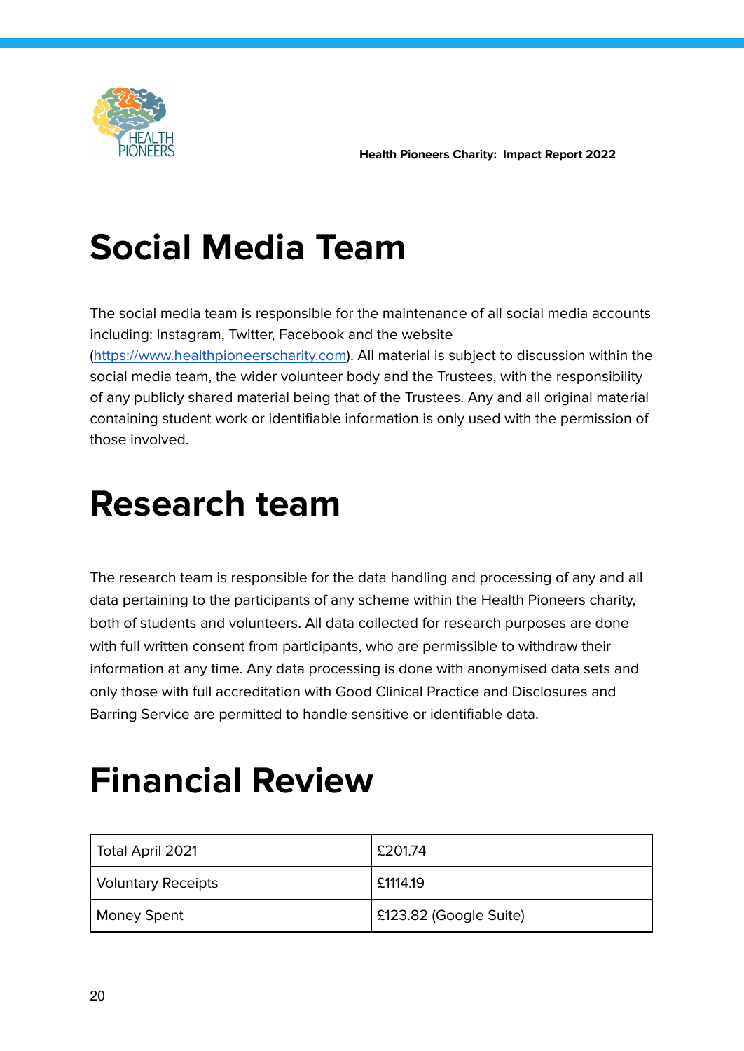# Social Media Team

The social media team is responsible for the maintenance of all social media accounts including: Instagram, Twitter, Facebook and the website (https://www.healthpioneerscharity.com). All material is subject to discussion within the social media team, the wider volunteer body and the Trustees, with the responsibility of any publicly shared material being that of the Trustees. Any and all original material containing student work or identifiable information is only used with the permission of those involved.

# Research team

The research team is responsible for the data handling and processing of any and all data pertaining to the participants of any scheme within the Health Pioneers charity, both of students and volunteers. All data collected for research purposes are done with full written consent from participants, who are permissible to withdraw their information at any time. Any data processing is done with anonymised data sets and only those with full accreditation with Good Clinical Practice and Disclosures and Barring Service are permitted to handle sensitive or identifiable data.

# Financial Review

| Total April 2021 | £201.74 |
|---|---|
| Voluntary Receipts | £1114.19 |
| Money Spent | £123.82 (Google Suite) |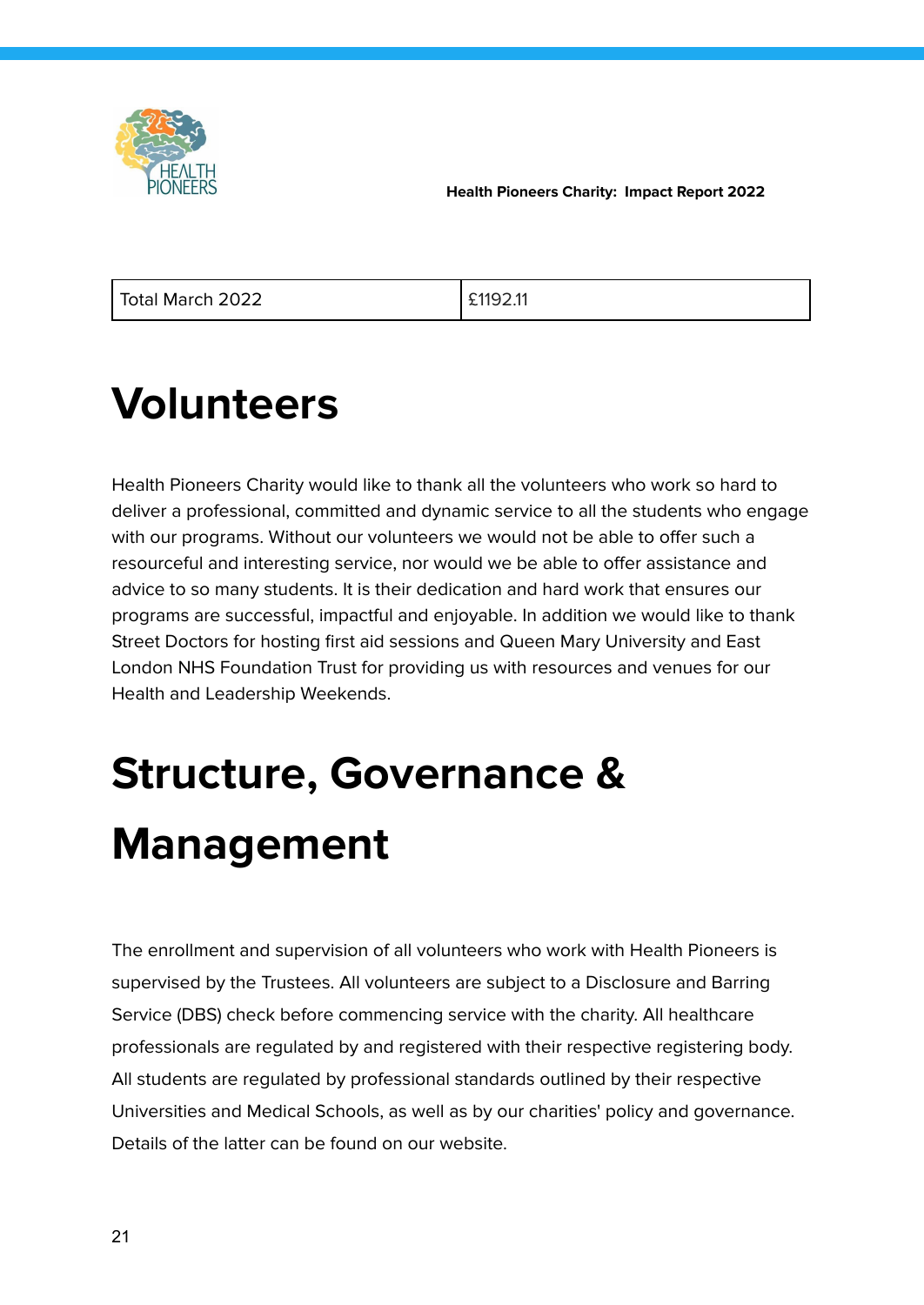| Total March 2022 | £1192.11 |
|---|---|

# Volunteers

Health Pioneers Charity would like to thank all the volunteers who work so hard to deliver a professional, committed and dynamic service to all the students who engage with our programs. Without our volunteers we would not be able to offer such a resourceful and interesting service, nor would we be able to offer assistance and advice to so many students. It is their dedication and hard work that ensures our programs are successful, impactful and enjoyable. In addition we would like to thank Street Doctors for hosting first aid sessions and Queen Mary University and East London NHS Foundation Trust for providing us with resources and venues for our Health and Leadership Weekends.

# Structure, Governance & Management

The enrollment and supervision of all volunteers who work with Health Pioneers is supervised by the Trustees. All volunteers are subject to a Disclosure and Barring Service (DBS) check before commencing service with the charity. All healthcare professionals are regulated by and registered with their respective registering body. All students are regulated by professional standards outlined by their respective Universities and Medical Schools, as well as by our charities' policy and governance. Details of the latter can be found on our website.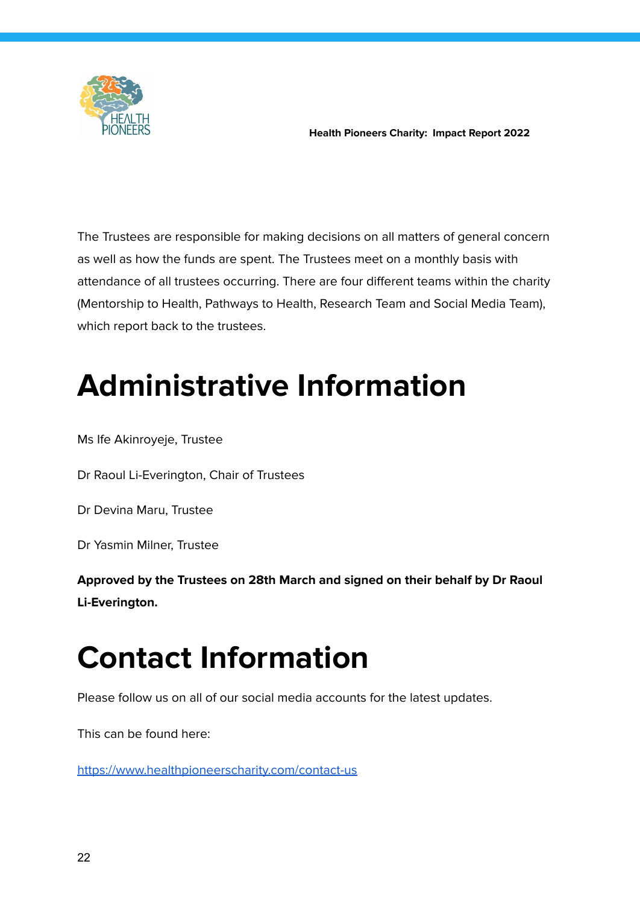The Trustees are responsible for making decisions on all matters of general concern as well as how the funds are spent. The Trustees meet on a monthly basis with attendance of all trustees occurring. There are four different teams within the charity (Mentorship to Health, Pathways to Health, Research Team and Social Media Team), which report back to the trustees.

# Administrative Information

Ms Ife Akinroyeje, Trustee

Dr Raoul Li-Everington, Chair of Trustees

Dr Devina Maru, Trustee

Dr Yasmin Milner, Trustee

**Approved by the Trustees on 28th March and signed on their behalf by Dr Raoul Li-Everington.**

# Contact Information

Please follow us on all of our social media accounts for the latest updates.

This can be found here:

https://www.healthpioneerscharity.com/contact-us